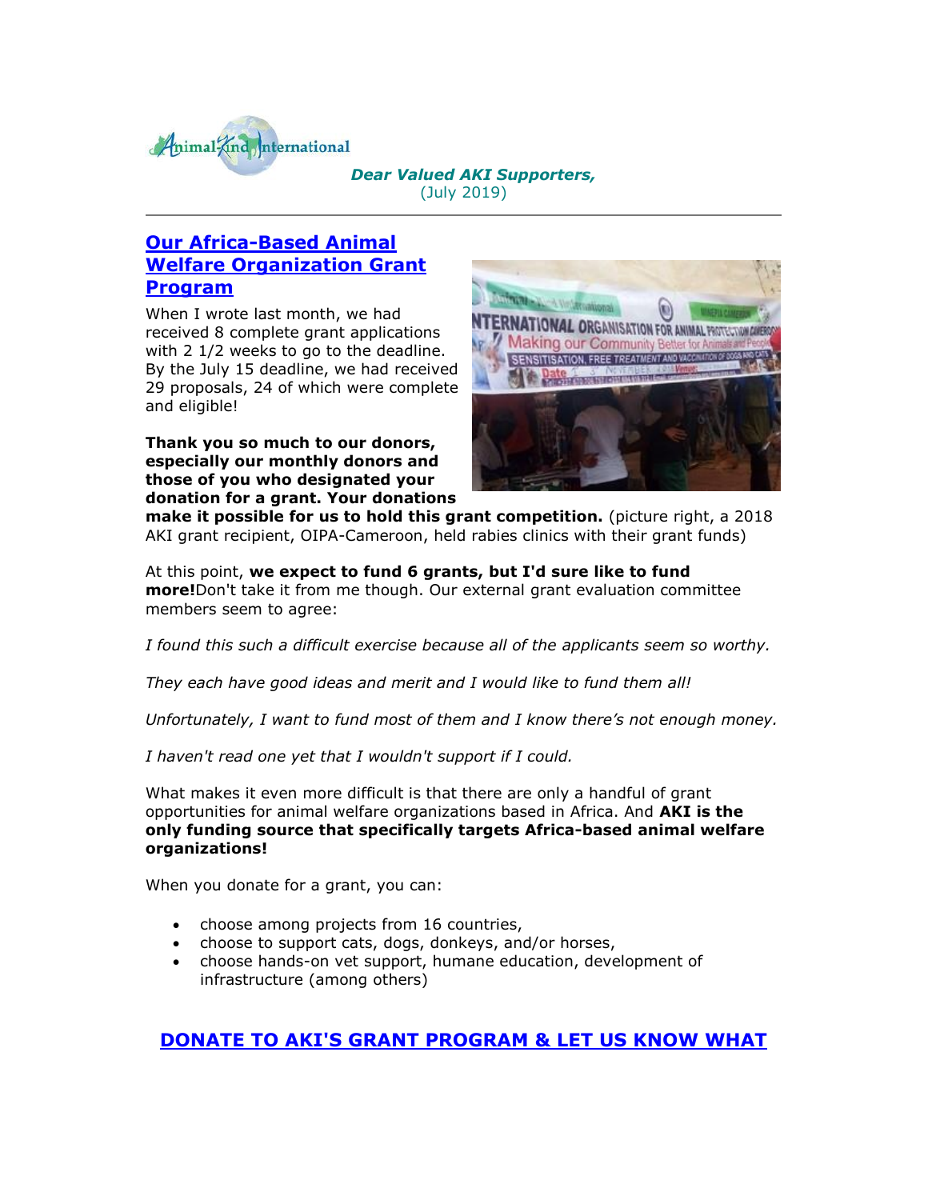Animal Kind International

***Dear Valued AKI Supporters,***
(July 2019)

---

## Our Africa-Based Animal Welfare Organization Grant Program

When I wrote last month, we had received 8 complete grant applications with 2 1/2 weeks to go to the deadline. By the July 15 deadline, we had received 29 proposals, 24 of which were complete and eligible!

**Thank you so much to our donors, especially our monthly donors and those of you who designated your donation for a grant. Your donations make it possible for us to hold this grant competition.** (picture right, a 2018 AKI grant recipient, OIPA-Cameroon, held rabies clinics with their grant funds)

At this point, **we expect to fund 6 grants, but I'd sure like to fund more!**Don't take it from me though. Our external grant evaluation committee members seem to agree:

*I found this such a difficult exercise because all of the applicants seem so worthy.*

*They each have good ideas and merit and I would like to fund them all!*

*Unfortunately, I want to fund most of them and I know there's not enough money.*

*I haven't read one yet that I wouldn't support if I could.*

What makes it even more difficult is that there are only a handful of grant opportunities for animal welfare organizations based in Africa. And **AKI is the only funding source that specifically targets Africa-based animal welfare organizations!**

When you donate for a grant, you can:

- choose among projects from 16 countries,
- choose to support cats, dogs, donkeys, and/or horses,
- choose hands-on vet support, humane education, development of infrastructure (among others)

**DONATE TO AKI'S GRANT PROGRAM & LET US KNOW WHAT**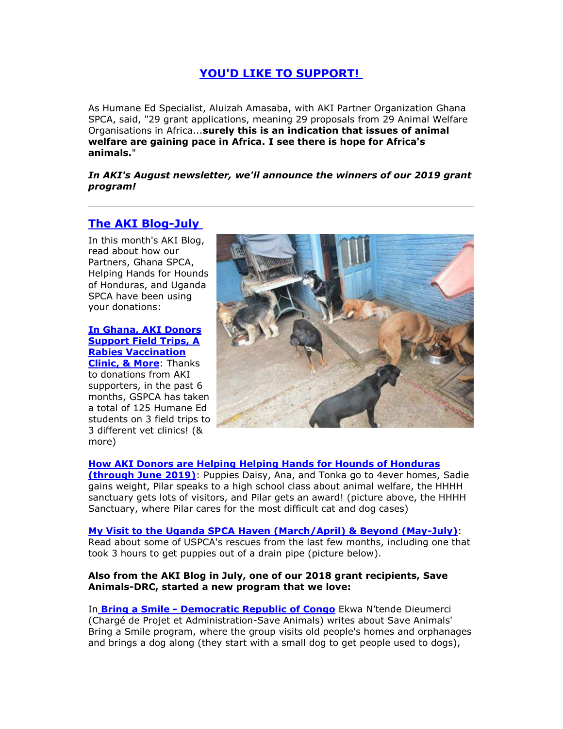## YOU'D LIKE TO SUPPORT!

As Humane Ed Specialist, Aluizah Amasaba, with AKI Partner Organization Ghana SPCA, said, "29 grant applications, meaning 29 proposals from 29 Animal Welfare Organisations in Africa...**surely this is an indication that issues of animal welfare are gaining pace in Africa. I see there is hope for Africa's animals.**"

***In AKI's August newsletter, we'll announce the winners of our 2019 grant program!***

---

## The AKI Blog-July

In this month's AKI Blog, read about how our Partners, Ghana SPCA, Helping Hands for Hounds of Honduras, and Uganda SPCA have been using your donations:

**In Ghana, AKI Donors Support Field Trips, A Rabies Vaccination Clinic, & More**: Thanks to donations from AKI supporters, in the past 6 months, GSPCA has taken a total of 125 Humane Ed students on 3 field trips to 3 different vet clinics! (& more)

**How AKI Donors are Helping Helping Hands for Hounds of Honduras (through June 2019)**: Puppies Daisy, Ana, and Tonka go to 4ever homes, Sadie gains weight, Pilar speaks to a high school class about animal welfare, the HHHH sanctuary gets lots of visitors, and Pilar gets an award! (picture above, the HHHH Sanctuary, where Pilar cares for the most difficult cat and dog cases)

**My Visit to the Uganda SPCA Haven (March/April) & Beyond (May-July)**: Read about some of USPCA's rescues from the last few months, including one that took 3 hours to get puppies out of a drain pipe (picture below).

**Also from the AKI Blog in July, one of our 2018 grant recipients, Save Animals-DRC, started a new program that we love:**

In **Bring a Smile - Democratic Republic of Congo** Ekwa N'tende Dieumerci (Chargé de Projet et Administration-Save Animals) writes about Save Animals' Bring a Smile program, where the group visits old people's homes and orphanages and brings a dog along (they start with a small dog to get people used to dogs),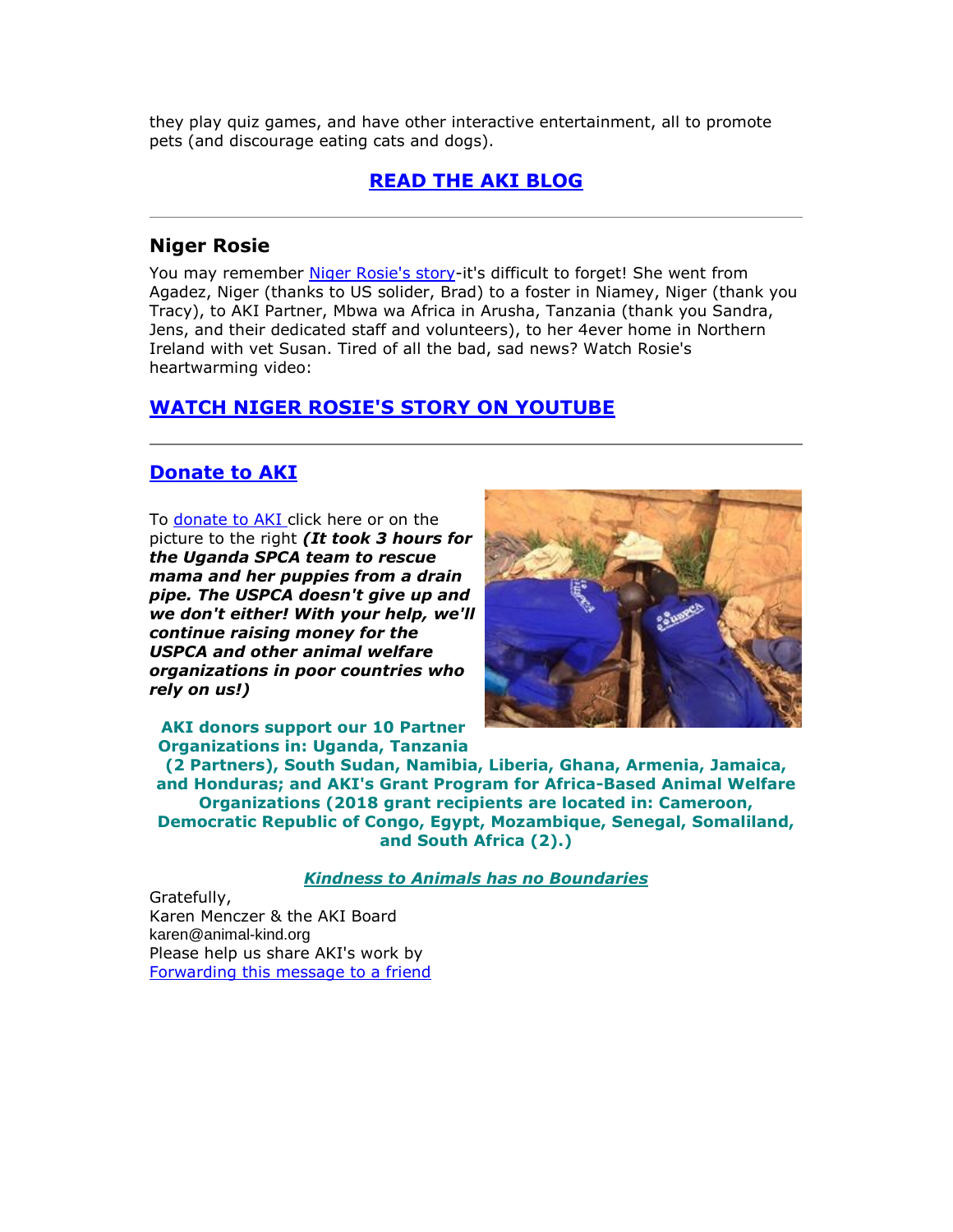they play quiz games, and have other interactive entertainment, all to promote pets (and discourage eating cats and dogs).

**READ THE AKI BLOG**

---

## Niger Rosie

You may remember Niger Rosie's story-it's difficult to forget! She went from Agadez, Niger (thanks to US solider, Brad) to a foster in Niamey, Niger (thank you Tracy), to AKI Partner, Mbwa wa Africa in Arusha, Tanzania (thank you Sandra, Jens, and their dedicated staff and volunteers), to her 4ever home in Northern Ireland with vet Susan. Tired of all the bad, sad news? Watch Rosie's heartwarming video:

**WATCH NIGER ROSIE'S STORY ON YOUTUBE**

---

## Donate to AKI

To donate to AKI click here or on the picture to the right ***(It took 3 hours for the Uganda SPCA team to rescue mama and her puppies from a drain pipe. The USPCA doesn't give up and we don't either! With your help, we'll continue raising money for the USPCA and other animal welfare organizations in poor countries who rely on us!)***

**AKI donors support our 10 Partner Organizations in: Uganda, Tanzania (2 Partners), South Sudan, Namibia, Liberia, Ghana, Armenia, Jamaica, and Honduras; and AKI's Grant Program for Africa-Based Animal Welfare Organizations (2018 grant recipients are located in: Cameroon, Democratic Republic of Congo, Egypt, Mozambique, Senegal, Somaliland, and South Africa (2).)**

***Kindness to Animals has no Boundaries***

Gratefully,
Karen Menczer & the AKI Board
karen@animal-kind.org
Please help us share AKI's work by
Forwarding this message to a friend